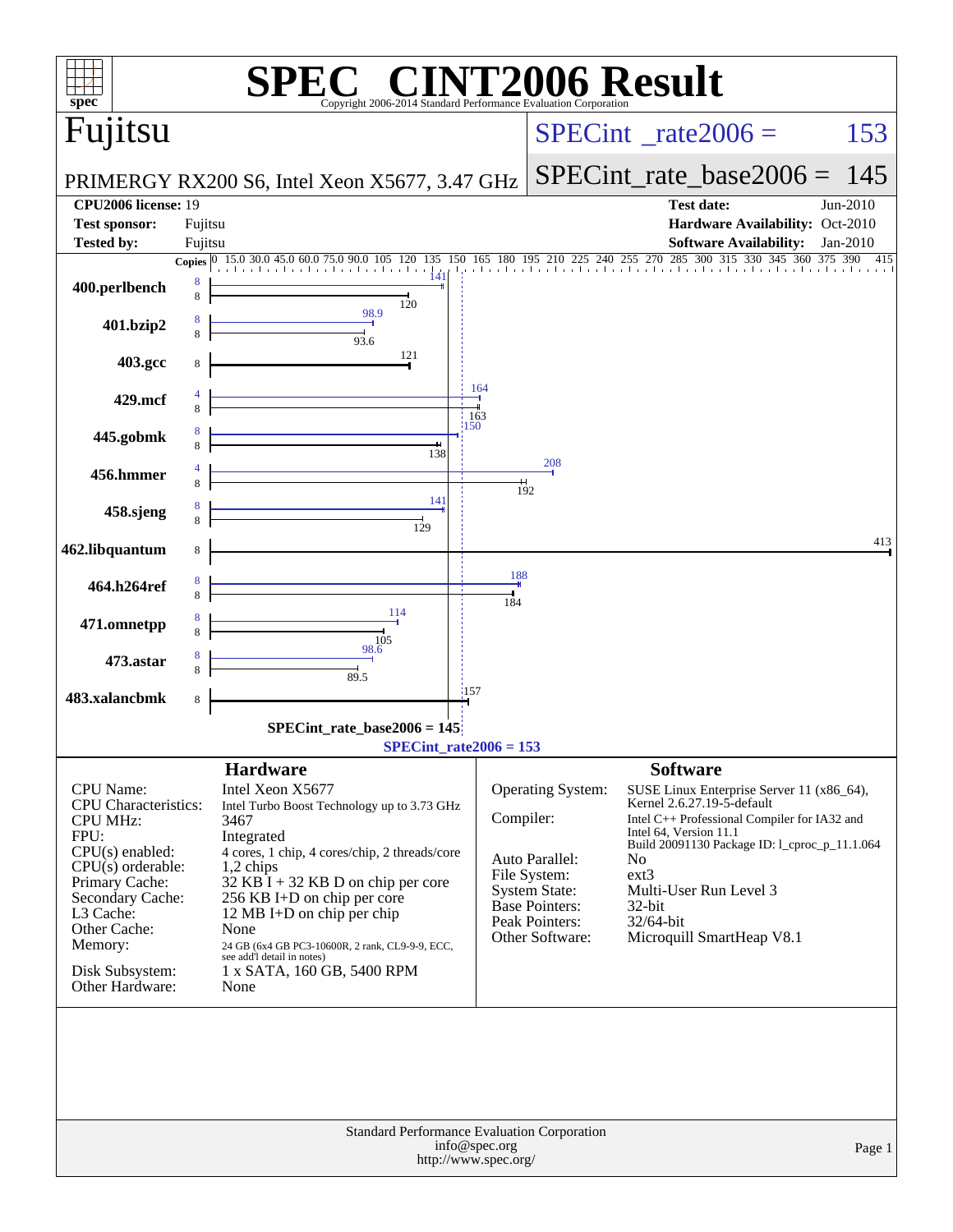# SPEC CINT2006 Result

Copyright 2006-2014 Standard Performance Evaluation Corporation

## Fujitsu

PRIMERGY RX200 S6, Intel Xeon X5677, 3.47 GHz

SPECint_rate2006 = 153

SPECint_rate_base2006 = 145

| | | | |
|---|---|---|---|
| **CPU2006 license:** 19 | | **Test date:** | Jun-2010 |
| **Test sponsor:** | Fujitsu | **Hardware Availability:** | Oct-2010 |
| **Tested by:** | Fujitsu | **Software Availability:** | Jan-2010 |

| Benchmark | Copies (peak) | Peak | Copies (base) | Base |
|---|---|---|---|---|
| 400.perlbench | 8 | 141 | 8 | 120 |
| 401.bzip2 | 8 | 98.9 | 8 | 93.6 |
| 403.gcc | | | 8 | 121 |
| 429.mcf | 4 | 164 | 8 | 163 |
| 445.gobmk | 8 | 150 | 8 | 138 |
| 456.hmmer | 4 | 208 | 8 | 192 |
| 458.sjeng | 8 | 141 | 8 | 129 |
| 462.libquantum | | | 8 | 413 |
| 464.h264ref | 8 | 188 | 8 | 184 |
| 471.omnetpp | 8 | 114 | 8 | 105 |
| 473.astar | 8 | 98.6 | 8 | 89.5 |
| 483.xalancbmk | | | 8 | 157 |

SPECint_rate_base2006 = 145

SPECint_rate2006 = 153

### Hardware

| | |
|---|---|
| CPU Name: | Intel Xeon X5677 |
| CPU Characteristics: | Intel Turbo Boost Technology up to 3.73 GHz |
| CPU MHz: | 3467 |
| FPU: | Integrated |
| CPU(s) enabled: | 4 cores, 1 chip, 4 cores/chip, 2 threads/core |
| CPU(s) orderable: | 1,2 chips |
| Primary Cache: | 32 KB I + 32 KB D on chip per core |
| Secondary Cache: | 256 KB I+D on chip per core |
| L3 Cache: | 12 MB I+D on chip per chip |
| Other Cache: | None |
| Memory: | 24 GB (6x4 GB PC3-10600R, 2 rank, CL9-9-9, ECC, see add'l detail in notes) |
| Disk Subsystem: | 1 x SATA, 160 GB, 5400 RPM |
| Other Hardware: | None |

### Software

| | |
|---|---|
| Operating System: | SUSE Linux Enterprise Server 11 (x86_64), Kernel 2.6.27.19-5-default |
| Compiler: | Intel C++ Professional Compiler for IA32 and Intel 64, Version 11.1 Build 20091130 Package ID: l_cproc_p_11.1.064 |
| Auto Parallel: | No |
| File System: | ext3 |
| System State: | Multi-User Run Level 3 |
| Base Pointers: | 32-bit |
| Peak Pointers: | 32/64-bit |
| Other Software: | Microquill SmartHeap V8.1 |

Standard Performance Evaluation Corporation
info@spec.org
http://www.spec.org/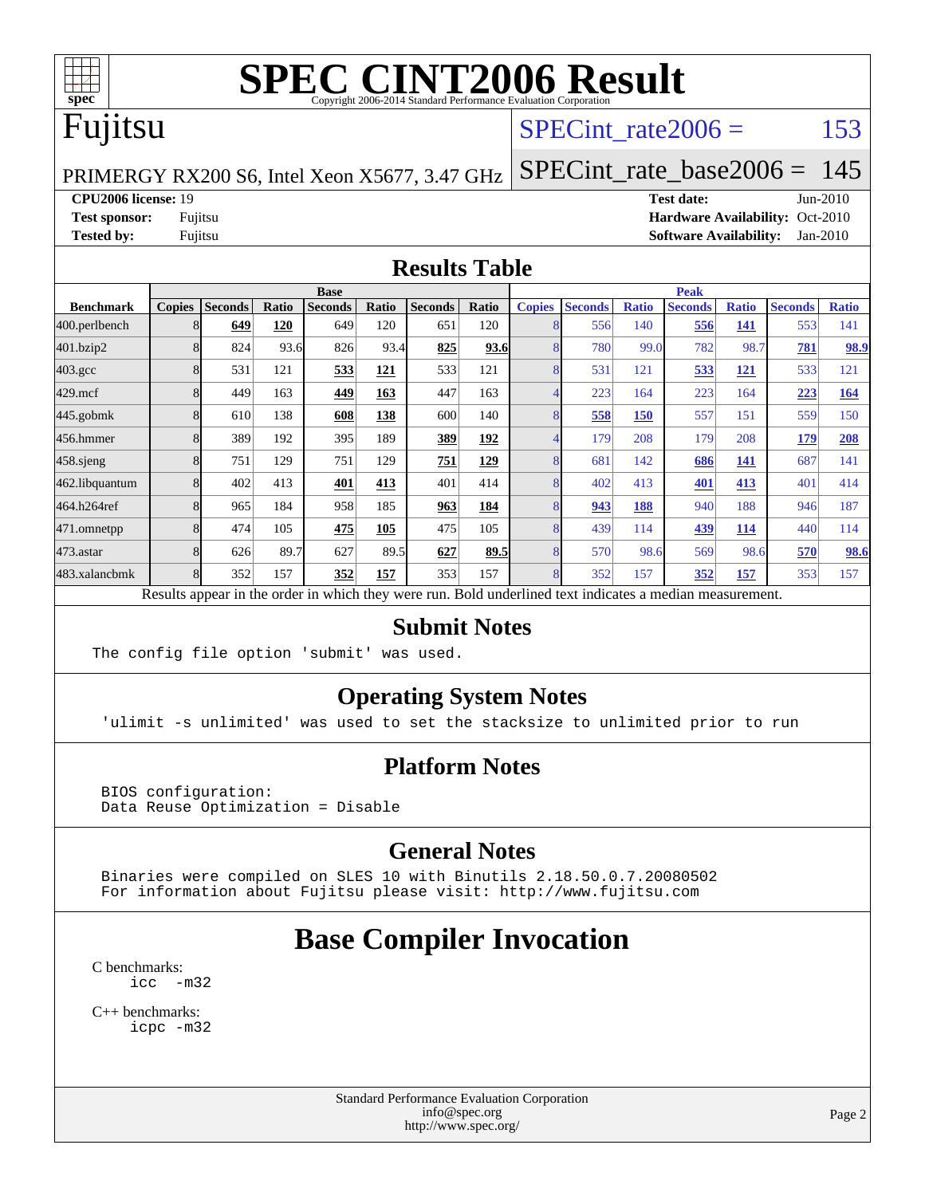# SPEC CINT2006 Result

Copyright 2006-2014 Standard Performance Evaluation Corporation

## Fujitsu

PRIMERGY RX200 S6, Intel Xeon X5677, 3.47 GHz

SPECint_rate2006 = 153

SPECint_rate_base2006 = 145

**CPU2006 license:** 19
**Test sponsor:** Fujitsu
**Tested by:** Fujitsu

**Test date:** Jun-2010
**Hardware Availability:** Oct-2010
**Software Availability:** Jan-2010

## Results Table

| | Base | | | | | | | Peak | | | | | | |
|---|---|---|---|---|---|---|---|---|---|---|---|---|---|---|
| **Benchmark** | **Copies** | **Seconds** | **Ratio** | **Seconds** | **Ratio** | **Seconds** | **Ratio** | **Copies** | **Seconds** | **Ratio** | **Seconds** | **Ratio** | **Seconds** | **Ratio** |
| 400.perlbench | 8 | **649** | **120** | 649 | 120 | 651 | 120 | 8 | 556 | 140 | **556** | **141** | 553 | 141 |
| 401.bzip2 | 8 | 824 | 93.6 | 826 | 93.4 | **825** | **93.6** | 8 | 780 | 99.0 | 782 | 98.7 | **781** | **98.9** |
| 403.gcc | 8 | 531 | 121 | **533** | **121** | 533 | 121 | 8 | 531 | 121 | **533** | **121** | 533 | 121 |
| 429.mcf | 8 | 449 | 163 | **449** | **163** | 447 | 163 | 4 | 223 | 164 | 223 | 164 | **223** | **164** |
| 445.gobmk | 8 | 610 | 138 | **608** | **138** | 600 | 140 | 8 | **558** | **150** | 557 | 151 | 559 | 150 |
| 456.hmmer | 8 | 389 | 192 | 395 | 189 | **389** | **192** | 4 | 179 | 208 | 179 | 208 | **179** | **208** |
| 458.sjeng | 8 | 751 | 129 | 751 | 129 | **751** | **129** | 8 | 681 | 142 | **686** | **141** | 687 | 141 |
| 462.libquantum | 8 | 402 | 413 | **401** | **413** | 401 | 414 | 8 | 402 | 413 | **401** | **413** | 401 | 414 |
| 464.h264ref | 8 | 965 | 184 | 958 | 185 | **963** | **184** | 8 | **943** | **188** | 940 | 188 | 946 | 187 |
| 471.omnetpp | 8 | 474 | 105 | **475** | **105** | 475 | 105 | 8 | 439 | 114 | **439** | **114** | 440 | 114 |
| 473.astar | 8 | 626 | 89.7 | 627 | 89.5 | **627** | **89.5** | 8 | 570 | 98.6 | 569 | 98.6 | **570** | **98.6** |
| 483.xalancbmk | 8 | 352 | 157 | **352** | **157** | 353 | 157 | 8 | 352 | 157 | **352** | **157** | 353 | 157 |

Results appear in the order in which they were run. Bold underlined text indicates a median measurement.

## Submit Notes

```
The config file option 'submit' was used.
```

## Operating System Notes

```
'ulimit -s unlimited' was used to set the stacksize to unlimited prior to run
```

## Platform Notes

```
BIOS configuration:
Data Reuse Optimization = Disable
```

## General Notes

```
Binaries were compiled on SLES 10 with Binutils 2.18.50.0.7.20080502
For information about Fujitsu please visit: http://www.fujitsu.com
```

## Base Compiler Invocation

C benchmarks:
```
icc  -m32
```

C++ benchmarks:
```
icpc -m32
```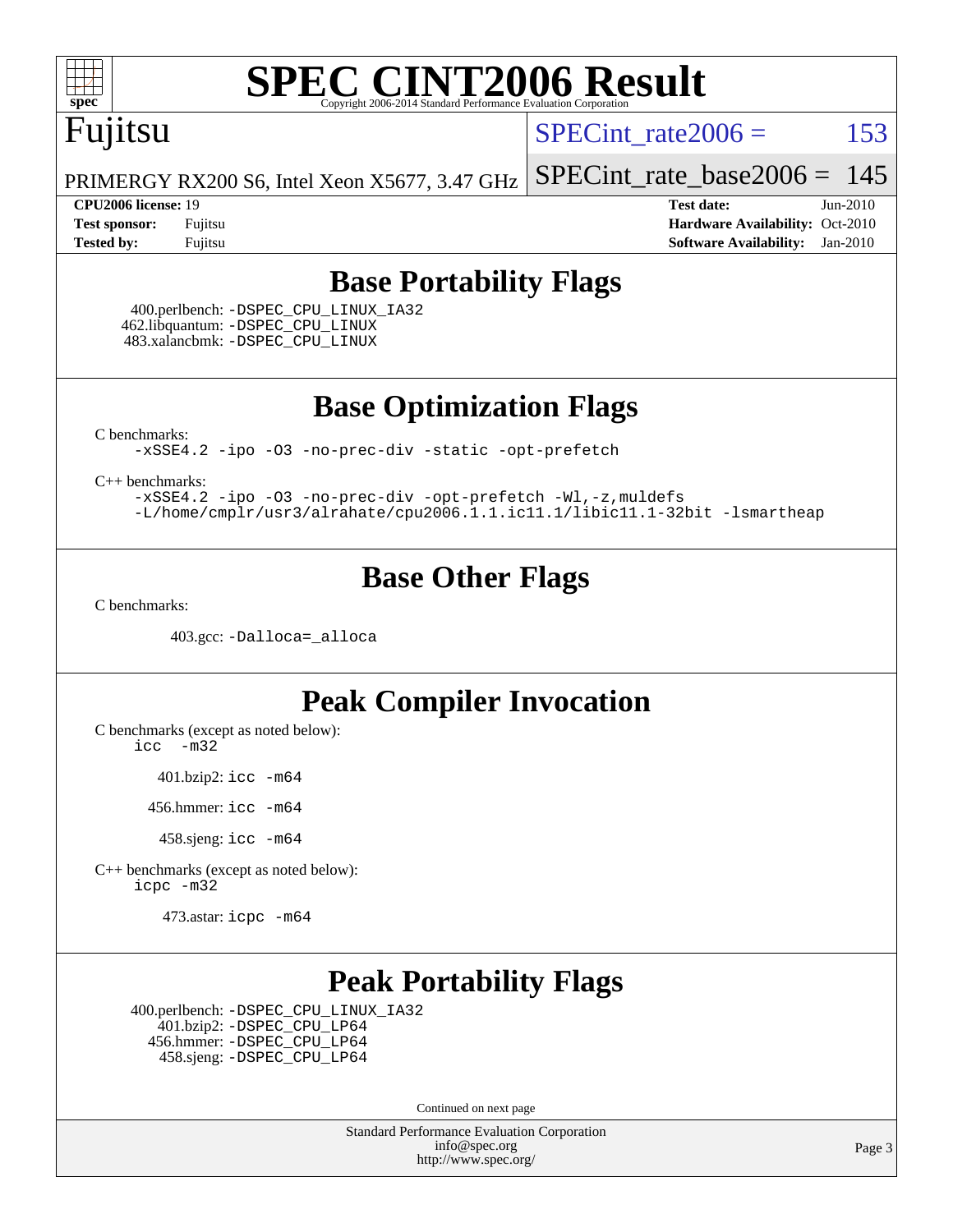# SPEC CINT2006 Result

Copyright 2006-2014 Standard Performance Evaluation Corporation

## Fujitsu

PRIMERGY RX200 S6, Intel Xeon X5677, 3.47 GHz

SPECint_rate2006 = 153

SPECint_rate_base2006 = 145

| | | | |
|---|---|---|---|
| **CPU2006 license:** | 19 | **Test date:** | Jun-2010 |
| **Test sponsor:** | Fujitsu | **Hardware Availability:** | Oct-2010 |
| **Tested by:** | Fujitsu | **Software Availability:** | Jan-2010 |

## Base Portability Flags

400.perlbench: `-DSPEC_CPU_LINUX_IA32`
462.libquantum: `-DSPEC_CPU_LINUX`
483.xalancbmk: `-DSPEC_CPU_LINUX`

## Base Optimization Flags

C benchmarks:

```
-xSSE4.2 -ipo -O3 -no-prec-div -static -opt-prefetch
```

C++ benchmarks:

```
-xSSE4.2 -ipo -O3 -no-prec-div -opt-prefetch -Wl,-z,muldefs
-L/home/cmplr/usr3/alrahate/cpu2006.1.1.ic11.1/libic11.1-32bit -lsmartheap
```

## Base Other Flags

C benchmarks:

403.gcc: `-Dalloca=_alloca`

## Peak Compiler Invocation

C benchmarks (except as noted below):

```
icc -m32
```

401.bzip2: `icc -m64`

456.hmmer: `icc -m64`

458.sjeng: `icc -m64`

C++ benchmarks (except as noted below):

```
icpc -m32
```

473.astar: `icpc -m64`

## Peak Portability Flags

400.perlbench: `-DSPEC_CPU_LINUX_IA32`
401.bzip2: `-DSPEC_CPU_LP64`
456.hmmer: `-DSPEC_CPU_LP64`
458.sjeng: `-DSPEC_CPU_LP64`

Continued on next page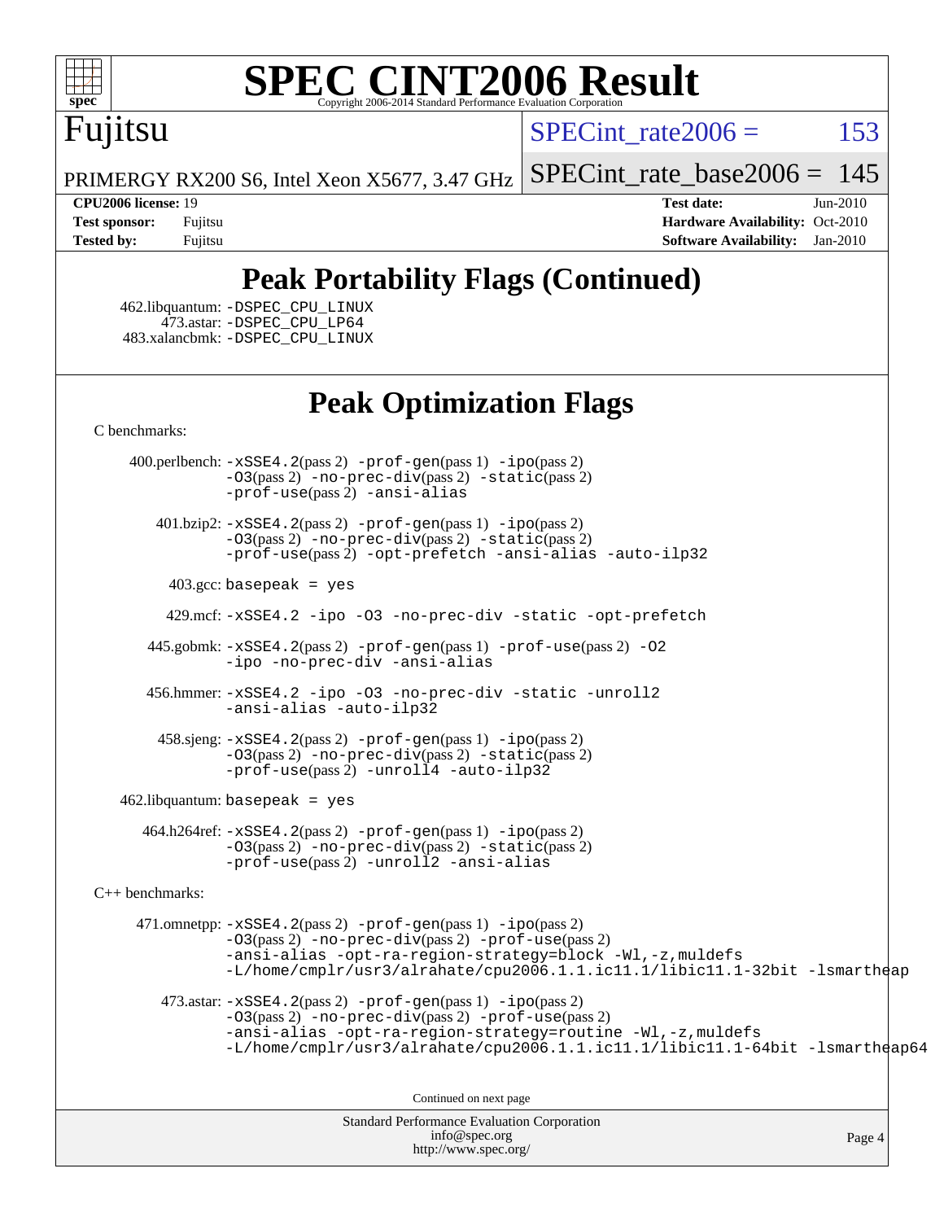# SPEC CINT2006 Result

Copyright 2006-2014 Standard Performance Evaluation Corporation

**Fujitsu**

PRIMERGY RX200 S6, Intel Xeon X5677, 3.47 GHz

SPECint_rate2006 = 153

SPECint_rate_base2006 = 145

| | | | |
|---|---|---|---|
| **CPU2006 license:** 19 | | **Test date:** | Jun-2010 |
| **Test sponsor:** | Fujitsu | **Hardware Availability:** | Oct-2010 |
| **Tested by:** | Fujitsu | **Software Availability:** | Jan-2010 |

## Peak Portability Flags (Continued)

462.libquantum: -DSPEC_CPU_LINUX
473.astar: -DSPEC_CPU_LP64
483.xalancbmk: -DSPEC_CPU_LINUX

## Peak Optimization Flags

C benchmarks:

400.perlbench: -xSSE4.2(pass 2) -prof-gen(pass 1) -ipo(pass 2) -O3(pass 2) -no-prec-div(pass 2) -static(pass 2) -prof-use(pass 2) -ansi-alias

401.bzip2: -xSSE4.2(pass 2) -prof-gen(pass 1) -ipo(pass 2) -O3(pass 2) -no-prec-div(pass 2) -static(pass 2) -prof-use(pass 2) -opt-prefetch -ansi-alias -auto-ilp32

403.gcc: basepeak = yes

429.mcf: -xSSE4.2 -ipo -O3 -no-prec-div -static -opt-prefetch

445.gobmk: -xSSE4.2(pass 2) -prof-gen(pass 1) -prof-use(pass 2) -O2 -ipo -no-prec-div -ansi-alias

456.hmmer: -xSSE4.2 -ipo -O3 -no-prec-div -static -unroll2 -ansi-alias -auto-ilp32

458.sjeng: -xSSE4.2(pass 2) -prof-gen(pass 1) -ipo(pass 2) -O3(pass 2) -no-prec-div(pass 2) -static(pass 2) -prof-use(pass 2) -unroll4 -auto-ilp32

462.libquantum: basepeak = yes

464.h264ref: -xSSE4.2(pass 2) -prof-gen(pass 1) -ipo(pass 2) -O3(pass 2) -no-prec-div(pass 2) -static(pass 2) -prof-use(pass 2) -unroll2 -ansi-alias

C++ benchmarks:

471.omnetpp: -xSSE4.2(pass 2) -prof-gen(pass 1) -ipo(pass 2) -O3(pass 2) -no-prec-div(pass 2) -ansi-alias -opt-ra-region-strategy=block -Wl,-z,muldefs -L/home/cmplr/usr3/alrahate/cpu2006.1.1.ic11.1/libic11.1-32bit -lsmartheap

473.astar: -xSSE4.2(pass 2) -prof-gen(pass 1) -ipo(pass 2) -O3(pass 2) -no-prec-div(pass 2) -prof-use(pass 2) -ansi-alias -opt-ra-region-strategy=routine -Wl,-z,muldefs -L/home/cmplr/usr3/alrahate/cpu2006.1.1.ic11.1/libic11.1-64bit -lsmartheap64

Continued on next page

Standard Performance Evaluation Corporation
info@spec.org
http://www.spec.org/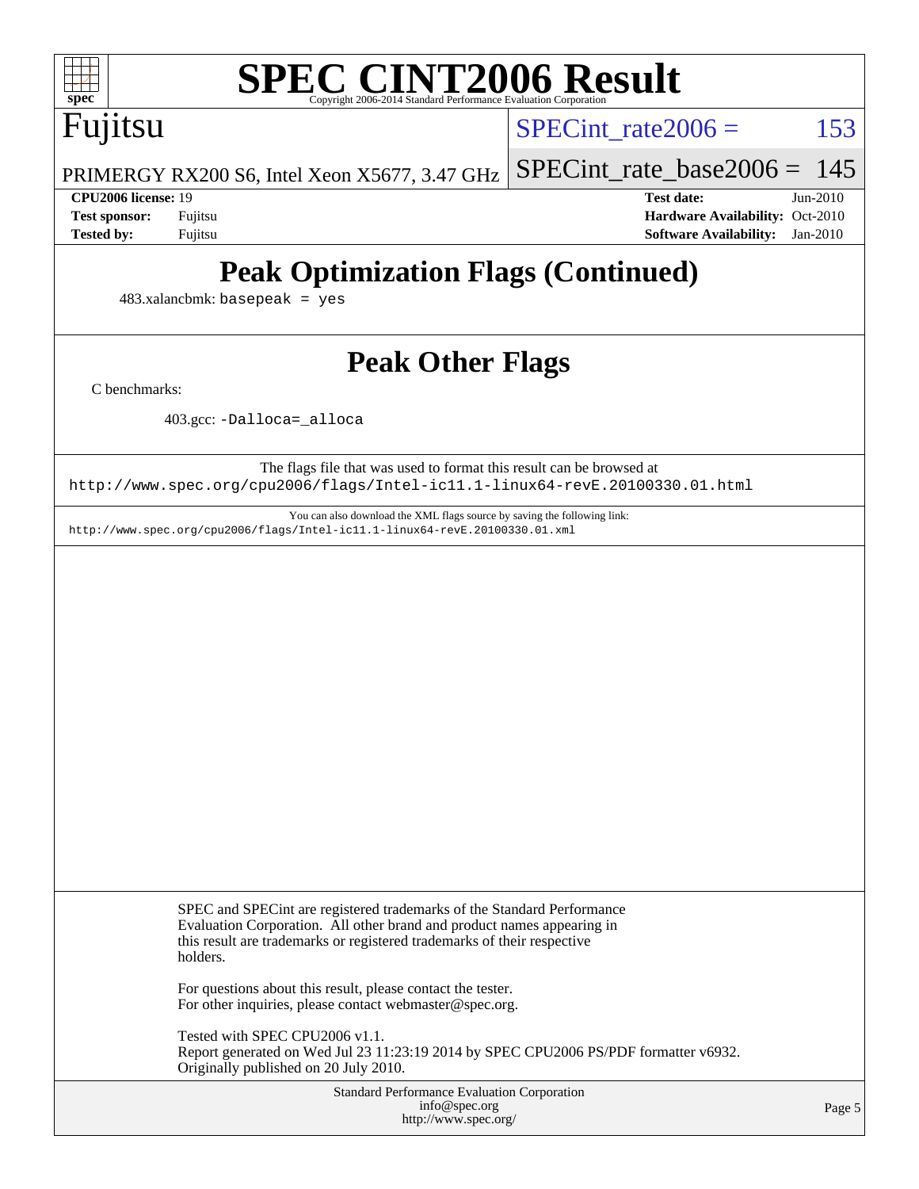## Peak Optimization Flags (Continued)

483.xalancbmk: basepeak = yes

## Peak Other Flags

C benchmarks:

403.gcc: -Dalloca=_alloca

The flags file that was used to format this result can be browsed at
http://www.spec.org/cpu2006/flags/Intel-ic11.1-linux64-revE.20100330.01.html

You can also download the XML flags source by saving the following link:
http://www.spec.org/cpu2006/flags/Intel-ic11.1-linux64-revE.20100330.01.xml

SPEC and SPECint are registered trademarks of the Standard Performance Evaluation Corporation. All other brand and product names appearing in this result are trademarks or registered trademarks of their respective holders.

For questions about this result, please contact the tester.
For other inquiries, please contact webmaster@spec.org.

Tested with SPEC CPU2006 v1.1.
Report generated on Wed Jul 23 11:23:19 2014 by SPEC CPU2006 PS/PDF formatter v6932.
Originally published on 20 July 2010.